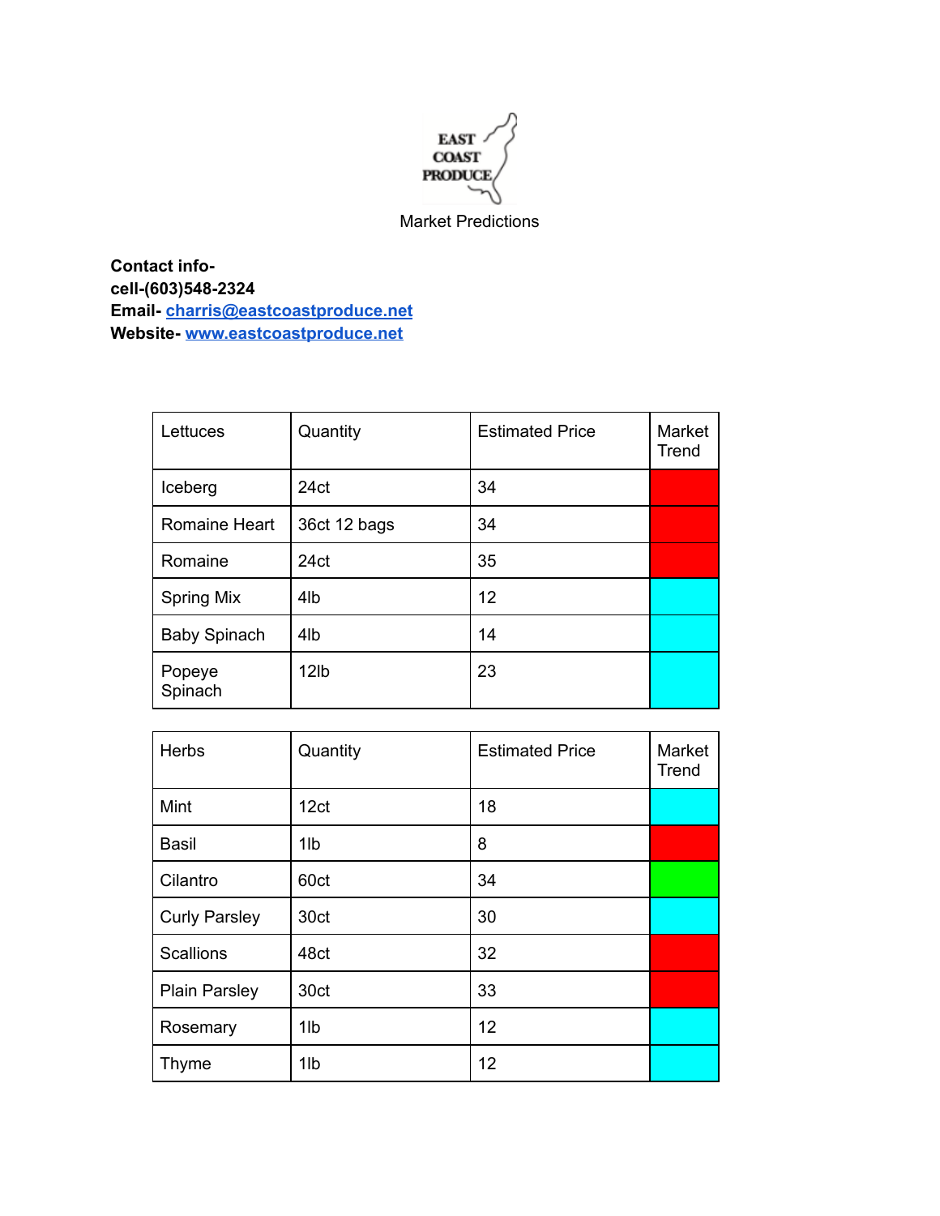EAST COAST PRODUCE

Market Predictions

**Contact info-**
**cell-(603)548-2324**
**Email- [charris@eastcoastproduce.net](mailto:charris@eastcoastproduce.net)**
**Website- [www.eastcoastproduce.net](http://www.eastcoastproduce.net)**

| Lettuces | Quantity | Estimated Price | Market Trend |
|---|---|---|---|
| Iceberg | 24ct | 34 | |
| Romaine Heart | 36ct 12 bags | 34 | |
| Romaine | 24ct | 35 | |
| Spring Mix | 4lb | 12 | |
| Baby Spinach | 4lb | 14 | |
| Popeye Spinach | 12lb | 23 | |

| Herbs | Quantity | Estimated Price | Market Trend |
|---|---|---|---|
| Mint | 12ct | 18 | |
| Basil | 1lb | 8 | |
| Cilantro | 60ct | 34 | |
| Curly Parsley | 30ct | 30 | |
| Scallions | 48ct | 32 | |
| Plain Parsley | 30ct | 33 | |
| Rosemary | 1lb | 12 | |
| Thyme | 1lb | 12 | |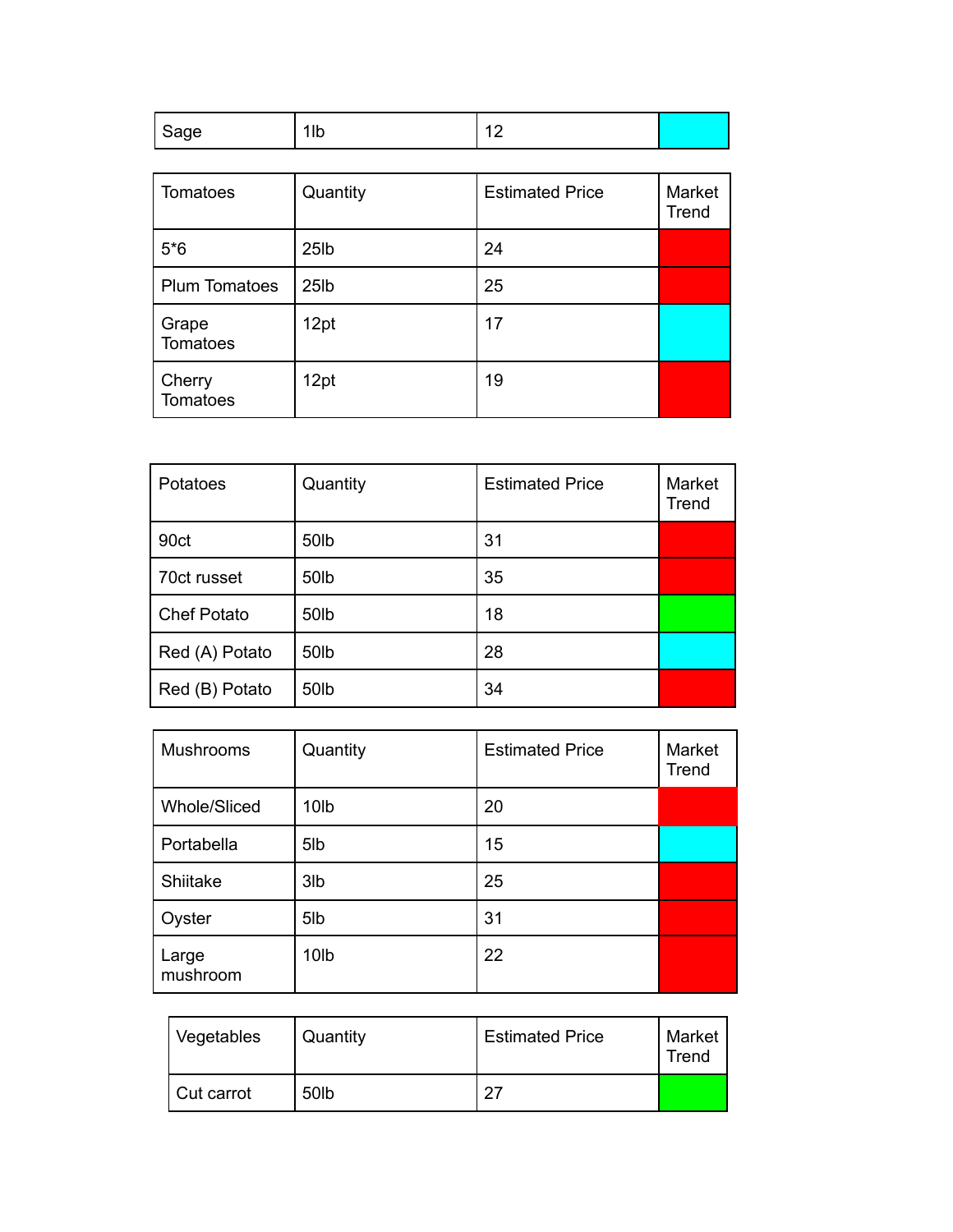| Sage | 1lb | 12 | |
|---|---|---|---|

| Tomatoes | Quantity | Estimated Price | Market Trend |
|---|---|---|---|
| 5*6 | 25lb | 24 | |
| Plum Tomatoes | 25lb | 25 | |
| Grape Tomatoes | 12pt | 17 | |
| Cherry Tomatoes | 12pt | 19 | |

| Potatoes | Quantity | Estimated Price | Market Trend |
|---|---|---|---|
| 90ct | 50lb | 31 | |
| 70ct russet | 50lb | 35 | |
| Chef Potato | 50lb | 18 | |
| Red (A) Potato | 50lb | 28 | |
| Red (B) Potato | 50lb | 34 | |

| Mushrooms | Quantity | Estimated Price | Market Trend |
|---|---|---|---|
| Whole/Sliced | 10lb | 20 | |
| Portabella | 5lb | 15 | |
| Shiitake | 3lb | 25 | |
| Oyster | 5lb | 31 | |
| Large mushroom | 10lb | 22 | |

| Vegetables | Quantity | Estimated Price | Market Trend |
|---|---|---|---|
| Cut carrot | 50lb | 27 | |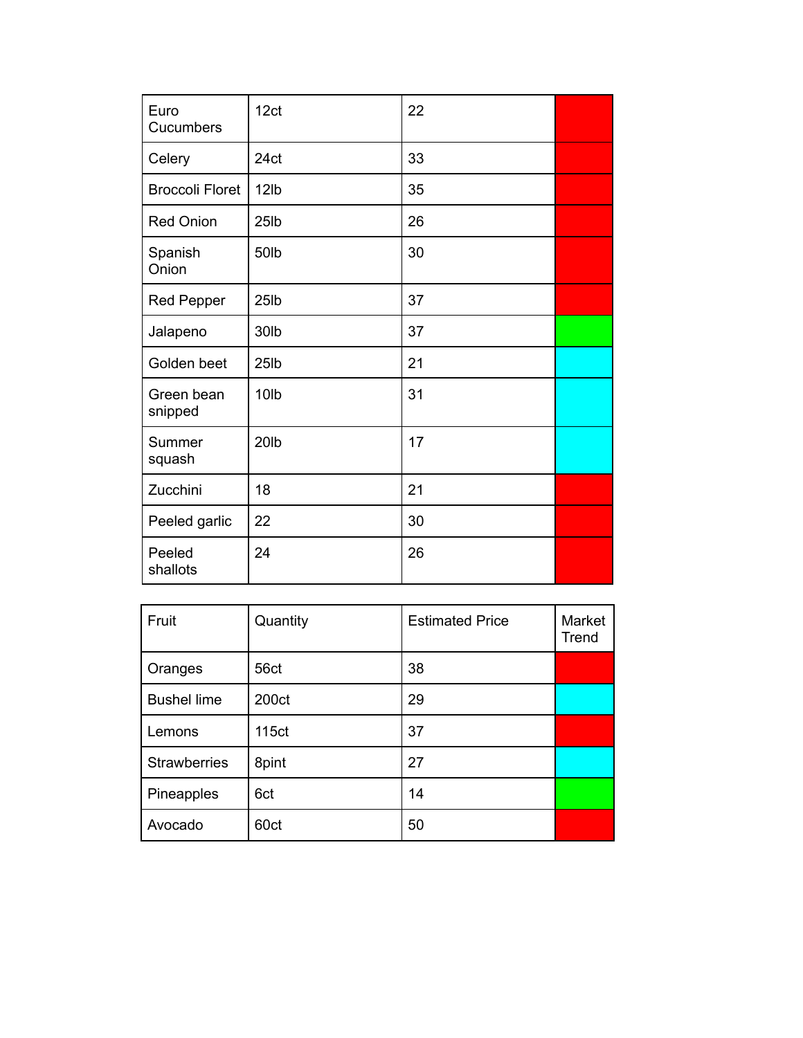| | | | |
|---|---|---|---|
| Euro Cucumbers | 12ct | 22 | |
| Celery | 24ct | 33 | |
| Broccoli Floret | 12lb | 35 | |
| Red Onion | 25lb | 26 | |
| Spanish Onion | 50lb | 30 | |
| Red Pepper | 25lb | 37 | |
| Jalapeno | 30lb | 37 | |
| Golden beet | 25lb | 21 | |
| Green bean snipped | 10lb | 31 | |
| Summer squash | 20lb | 17 | |
| Zucchini | 18 | 21 | |
| Peeled garlic | 22 | 30 | |
| Peeled shallots | 24 | 26 | |

| Fruit | Quantity | Estimated Price | Market Trend |
|---|---|---|---|
| Oranges | 56ct | 38 | |
| Bushel lime | 200ct | 29 | |
| Lemons | 115ct | 37 | |
| Strawberries | 8pint | 27 | |
| Pineapples | 6ct | 14 | |
| Avocado | 60ct | 50 | |